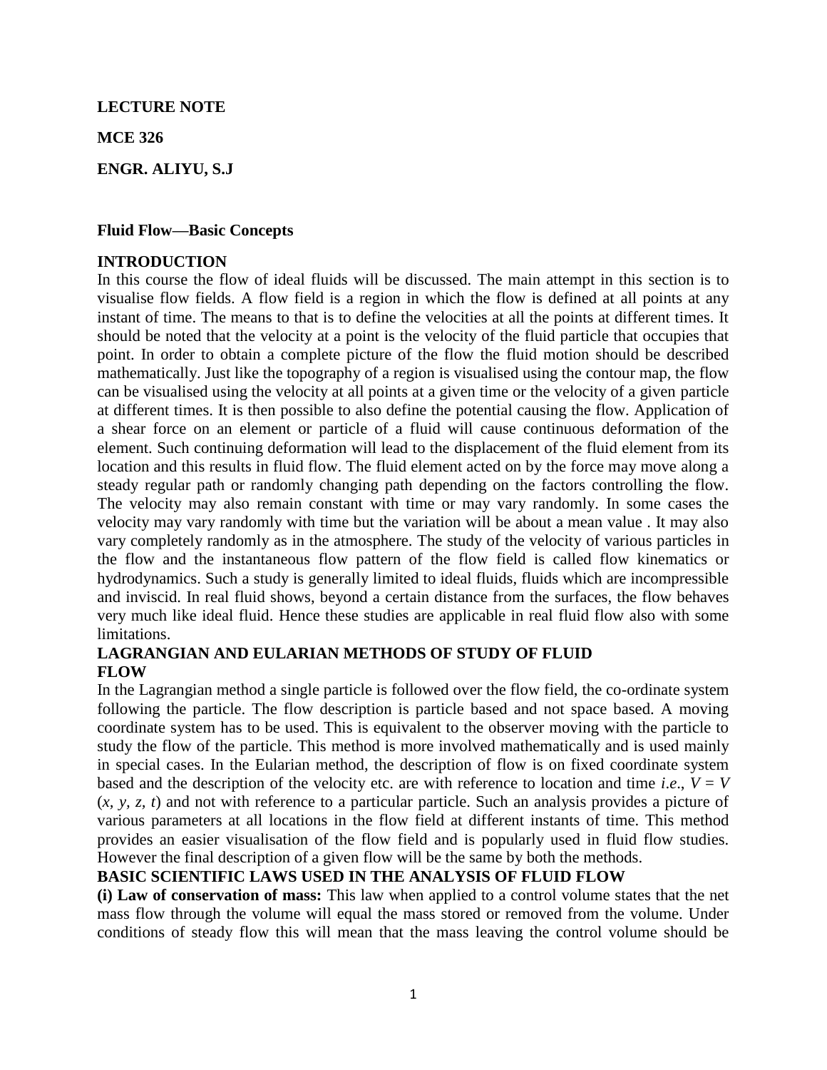**LECTURE NOTE**

**MCE 326**

**ENGR. ALIYU, S.J**

## Fluid Flow—Basic Concepts

### INTRODUCTION

In this course the flow of ideal fluids will be discussed. The main attempt in this section is to visualise flow fields. A flow field is a region in which the flow is defined at all points at any instant of time. The means to that is to define the velocities at all the points at different times. It should be noted that the velocity at a point is the velocity of the fluid particle that occupies that point. In order to obtain a complete picture of the flow the fluid motion should be described mathematically. Just like the topography of a region is visualised using the contour map, the flow can be visualised using the velocity at all points at a given time or the velocity of a given particle at different times. It is then possible to also define the potential causing the flow. Application of a shear force on an element or particle of a fluid will cause continuous deformation of the element. Such continuing deformation will lead to the displacement of the fluid element from its location and this results in fluid flow. The fluid element acted on by the force may move along a steady regular path or randomly changing path depending on the factors controlling the flow. The velocity may also remain constant with time or may vary randomly. In some cases the velocity may vary randomly with time but the variation will be about a mean value . It may also vary completely randomly as in the atmosphere. The study of the velocity of various particles in the flow and the instantaneous flow pattern of the flow field is called flow kinematics or hydrodynamics. Such a study is generally limited to ideal fluids, fluids which are incompressible and inviscid. In real fluid shows, beyond a certain distance from the surfaces, the flow behaves very much like ideal fluid. Hence these studies are applicable in real fluid flow also with some limitations.

### LAGRANGIAN AND EULARIAN METHODS OF STUDY OF FLUID FLOW

In the Lagrangian method a single particle is followed over the flow field, the co-ordinate system following the particle. The flow description is particle based and not space based. A moving coordinate system has to be used. This is equivalent to the observer moving with the particle to study the flow of the particle. This method is more involved mathematically and is used mainly in special cases. In the Eularian method, the description of flow is on fixed coordinate system based and the description of the velocity etc. are with reference to location and time *i.e*., $V = V(x, y, z, t)$ and not with reference to a particular particle. Such an analysis provides a picture of various parameters at all locations in the flow field at different instants of time. This method provides an easier visualisation of the flow field and is popularly used in fluid flow studies. However the final description of a given flow will be the same by both the methods.

### BASIC SCIENTIFIC LAWS USED IN THE ANALYSIS OF FLUID FLOW

**(i) Law of conservation of mass:** This law when applied to a control volume states that the net mass flow through the volume will equal the mass stored or removed from the volume. Under conditions of steady flow this will mean that the mass leaving the control volume should be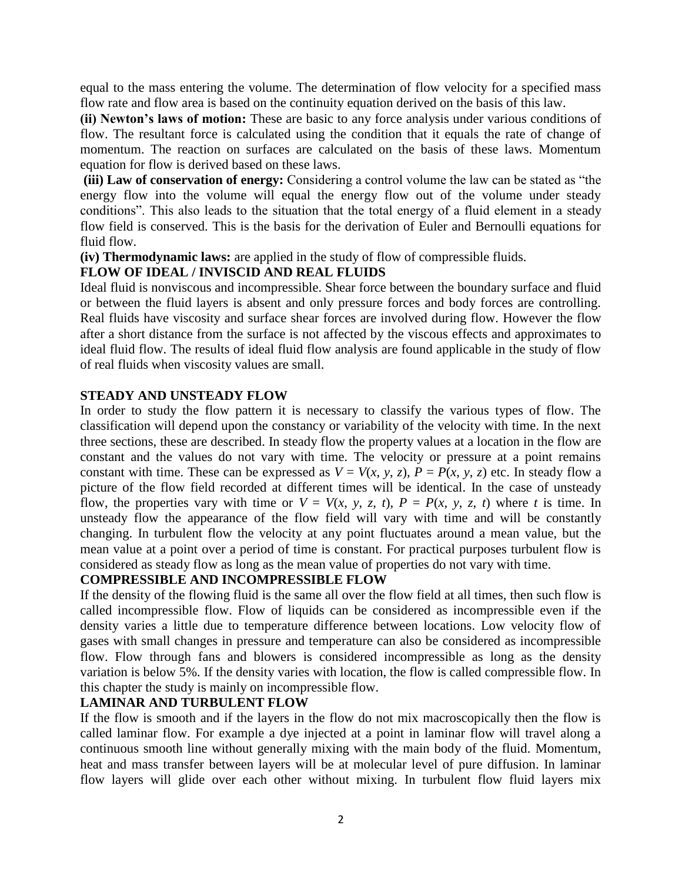equal to the mass entering the volume. The determination of flow velocity for a specified mass flow rate and flow area is based on the continuity equation derived on the basis of this law.

**(ii) Newton's laws of motion:** These are basic to any force analysis under various conditions of flow. The resultant force is calculated using the condition that it equals the rate of change of momentum. The reaction on surfaces are calculated on the basis of these laws. Momentum equation for flow is derived based on these laws.

**(iii) Law of conservation of energy:** Considering a control volume the law can be stated as "the energy flow into the volume will equal the energy flow out of the volume under steady conditions". This also leads to the situation that the total energy of a fluid element in a steady flow field is conserved. This is the basis for the derivation of Euler and Bernoulli equations for fluid flow.

**(iv) Thermodynamic laws:** are applied in the study of flow of compressible fluids.

## FLOW OF IDEAL / INVISCID AND REAL FLUIDS

Ideal fluid is nonviscous and incompressible. Shear force between the boundary surface and fluid or between the fluid layers is absent and only pressure forces and body forces are controlling. Real fluids have viscosity and surface shear forces are involved during flow. However the flow after a short distance from the surface is not affected by the viscous effects and approximates to ideal fluid flow. The results of ideal fluid flow analysis are found applicable in the study of flow of real fluids when viscosity values are small.

## STEADY AND UNSTEADY FLOW

In order to study the flow pattern it is necessary to classify the various types of flow. The classification will depend upon the constancy or variability of the velocity with time. In the next three sections, these are described. In steady flow the property values at a location in the flow are constant and the values do not vary with time. The velocity or pressure at a point remains constant with time. These can be expressed as $V = V(x, y, z)$, $P = P(x, y, z)$ etc. In steady flow a picture of the flow field recorded at different times will be identical. In the case of unsteady flow, the properties vary with time or $V = V(x, y, z, t)$, $P = P(x, y, z, t)$ where $t$ is time. In unsteady flow the appearance of the flow field will vary with time and will be constantly changing. In turbulent flow the velocity at any point fluctuates around a mean value, but the mean value at a point over a period of time is constant. For practical purposes turbulent flow is considered as steady flow as long as the mean value of properties do not vary with time.

## COMPRESSIBLE AND INCOMPRESSIBLE FLOW

If the density of the flowing fluid is the same all over the flow field at all times, then such flow is called incompressible flow. Flow of liquids can be considered as incompressible even if the density varies a little due to temperature difference between locations. Low velocity flow of gases with small changes in pressure and temperature can also be considered as incompressible flow. Flow through fans and blowers is considered incompressible as long as the density variation is below 5%. If the density varies with location, the flow is called compressible flow. In this chapter the study is mainly on incompressible flow.

## LAMINAR AND TURBULENT FLOW

If the flow is smooth and if the layers in the flow do not mix macroscopically then the flow is called laminar flow. For example a dye injected at a point in laminar flow will travel along a continuous smooth line without generally mixing with the main body of the fluid. Momentum, heat and mass transfer between layers will be at molecular level of pure diffusion. In laminar flow layers will glide over each other without mixing. In turbulent flow fluid layers mix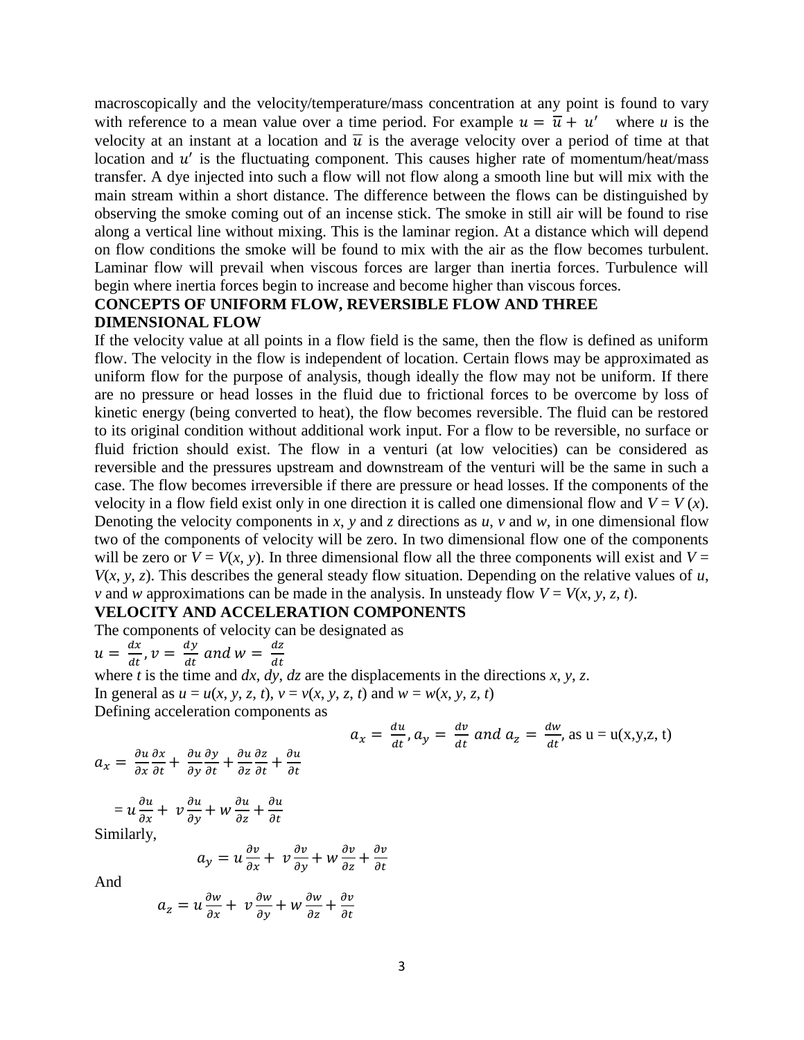macroscopically and the velocity/temperature/mass concentration at any point is found to vary with reference to a mean value over a time period. For example $u = \overline{u} + u'$ where $u$ is the velocity at an instant at a location and $\overline{u}$ is the average velocity over a period of time at that location and $u'$ is the fluctuating component. This causes higher rate of momentum/heat/mass transfer. A dye injected into such a flow will not flow along a smooth line but will mix with the main stream within a short distance. The difference between the flows can be distinguished by observing the smoke coming out of an incense stick. The smoke in still air will be found to rise along a vertical line without mixing. This is the laminar region. At a distance which will depend on flow conditions the smoke will be found to mix with the air as the flow becomes turbulent. Laminar flow will prevail when viscous forces are larger than inertia forces. Turbulence will begin where inertia forces begin to increase and become higher than viscous forces.

**CONCEPTS OF UNIFORM FLOW, REVERSIBLE FLOW AND THREE DIMENSIONAL FLOW**

If the velocity value at all points in a flow field is the same, then the flow is defined as uniform flow. The velocity in the flow is independent of location. Certain flows may be approximated as uniform flow for the purpose of analysis, though ideally the flow may not be uniform. If there are no pressure or head losses in the fluid due to frictional forces to be overcome by loss of kinetic energy (being converted to heat), the flow becomes reversible. The fluid can be restored to its original condition without additional work input. For a flow to be reversible, no surface or fluid friction should exist. The flow in a venturi (at low velocities) can be considered as reversible and the pressures upstream and downstream of the venturi will be the same in such a case. The flow becomes irreversible if there are pressure or head losses. If the components of the velocity in a flow field exist only in one direction it is called one dimensional flow and $V = V(x)$. Denoting the velocity components in $x$, $y$ and $z$ directions as $u$, $v$ and $w$, in one dimensional flow two of the components of velocity will be zero. In two dimensional flow one of the components will be zero or $V = V(x, y)$. In three dimensional flow all the three components will exist and $V = V(x, y, z)$. This describes the general steady flow situation. Depending on the relative values of $u$, $v$ and $w$ approximations can be made in the analysis. In unsteady flow $V = V(x, y, z, t)$.

**VELOCITY AND ACCELERATION COMPONENTS**

The components of velocity can be designated as

$$u = \frac{dx}{dt}, v = \frac{dy}{dt} \; and \; w = \frac{dz}{dt}$$

where $t$ is the time and $dx$, $dy$, $dz$ are the displacements in the directions $x$, $y$, $z$.

In general as $u = u(x, y, z, t)$, $v = v(x, y, z, t)$ and $w = w(x, y, z, t)$

Defining acceleration components as

$$a_x = \frac{du}{dt}, a_y = \frac{dv}{dt} \; and \; a_z = \frac{dw}{dt}, \text{ as u = u(x,y,z, t)}$$

$$a_x = \frac{\partial u}{\partial x}\frac{\partial x}{\partial t} + \frac{\partial u}{\partial y}\frac{\partial y}{\partial t} + \frac{\partial u}{\partial z}\frac{\partial z}{\partial t} + \frac{\partial u}{\partial t}$$

$$= u\frac{\partial u}{\partial x} + v\frac{\partial u}{\partial y} + w\frac{\partial u}{\partial z} + \frac{\partial u}{\partial t}$$

Similarly,

$$a_y = u\frac{\partial v}{\partial x} + v\frac{\partial v}{\partial y} + w\frac{\partial v}{\partial z} + \frac{\partial v}{\partial t}$$

And

$$a_z = u\frac{\partial w}{\partial x} + v\frac{\partial w}{\partial y} + w\frac{\partial w}{\partial z} + \frac{\partial v}{\partial t}$$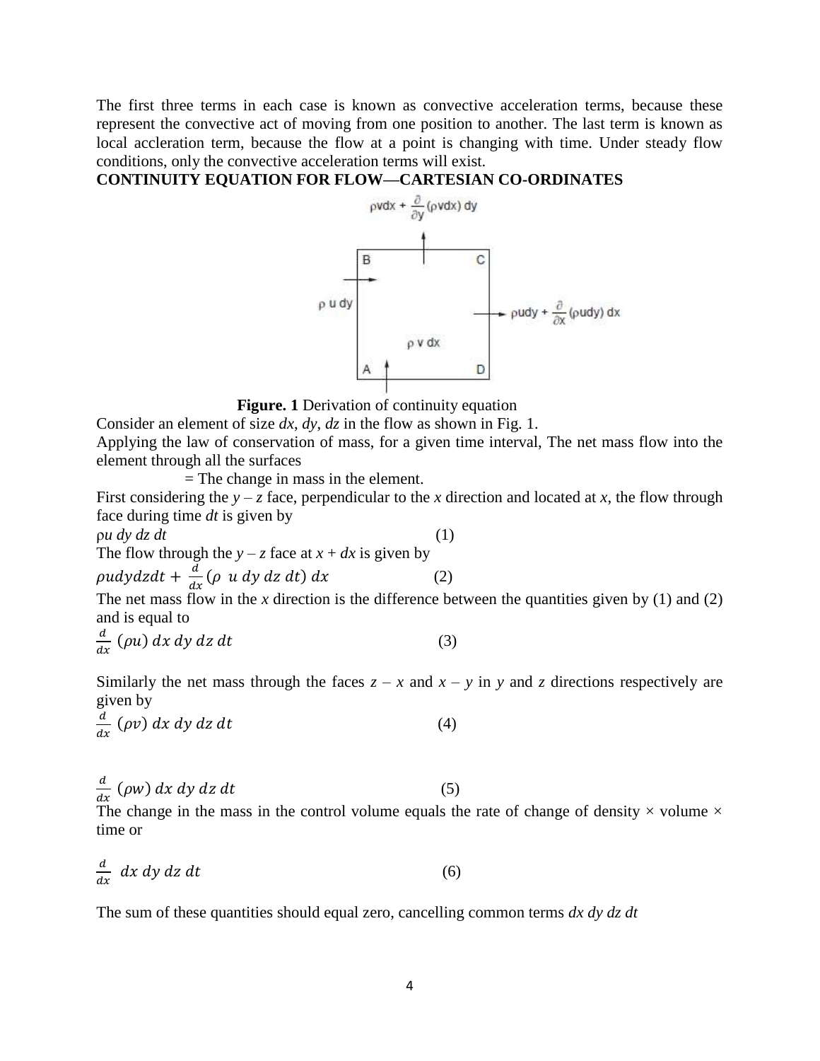The first three terms in each case is known as convective acceleration terms, because these represent the convective act of moving from one position to another. The last term is known as local accleration term, because the flow at a point is changing with time. Under steady flow conditions, only the convective acceleration terms will exist.

**CONTINUITY EQUATION FOR FLOW—CARTESIAN CO-ORDINATES**

**Figure. 1** Derivation of continuity equation

Consider an element of size *dx*, *dy*, *dz* in the flow as shown in Fig. 1.

Applying the law of conservation of mass, for a given time interval, The net mass flow into the element through all the surfaces

= The change in mass in the element.

First considering the $y - z$ face, perpendicular to the $x$ direction and located at $x$, the flow through face during time $dt$ is given by

$$\rho u \, dy \, dz \, dt \qquad (1)$$

The flow through the $y - z$ face at $x + dx$ is given by

$$\rho u dy dz dt + \frac{d}{dx}(\rho \ u \ dy \ dz \ dt) \ dx \qquad (2)$$

The net mass flow in the $x$ direction is the difference between the quantities given by (1) and (2) and is equal to

$$\frac{d}{dx}\ (\rho u)\ dx\ dy\ dz\ dt \qquad (3)$$

Similarly the net mass through the faces $z - x$ and $x - y$ in $y$ and $z$ directions respectively are given by

$$\frac{d}{dx}\ (\rho v)\ dx\ dy\ dz\ dt \qquad (4)$$

$$\frac{d}{dx}\ (\rho w)\ dx\ dy\ dz\ dt \qquad (5)$$

The change in the mass in the control volume equals the rate of change of density × volume × time or

$$\frac{d}{dx}\ \ dx\ dy\ dz\ dt \qquad (6)$$

The sum of these quantities should equal zero, cancelling common terms *dx dy dz dt*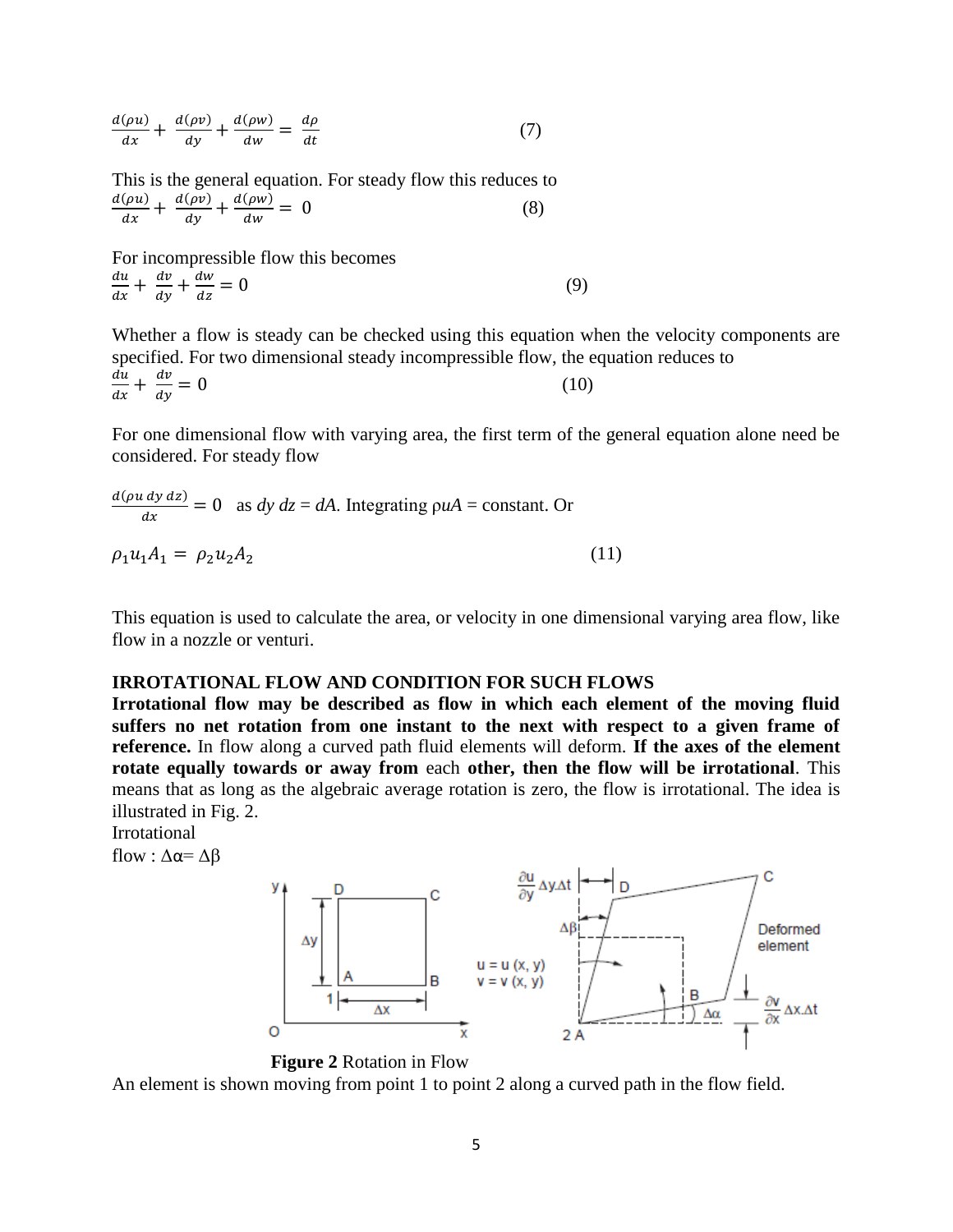$$\frac{d(\rho u)}{dx} + \frac{d(\rho v)}{dy} + \frac{d(\rho w)}{dw} = \frac{d\rho}{dt} \qquad (7)$$

This is the general equation. For steady flow this reduces to

$$\frac{d(\rho u)}{dx} + \frac{d(\rho v)}{dy} + \frac{d(\rho w)}{dw} = 0 \qquad (8)$$

For incompressible flow this becomes

$$\frac{du}{dx} + \frac{dv}{dy} + \frac{dw}{dz} = 0 \qquad (9)$$

Whether a flow is steady can be checked using this equation when the velocity components are specified. For two dimensional steady incompressible flow, the equation reduces to

$$\frac{du}{dx} + \frac{dv}{dy} = 0 \qquad (10)$$

For one dimensional flow with varying area, the first term of the general equation alone need be considered. For steady flow

$\frac{d(\rho u\, dy\, dz)}{dx} = 0$ as $dy\, dz = dA$. Integrating $\rho uA$ = constant. Or

$$\rho_1 u_1 A_1 = \rho_2 u_2 A_2 \qquad (11)$$

This equation is used to calculate the area, or velocity in one dimensional varying area flow, like flow in a nozzle or venturi.

**IRROTATIONAL FLOW AND CONDITION FOR SUCH FLOWS**

**Irrotational flow may be described as flow in which each element of the moving fluid suffers no net rotation from one instant to the next with respect to a given frame of reference.** In flow along a curved path fluid elements will deform. **If the axes of the element rotate equally towards or away from** each **other, then the flow will be irrotational**. This means that as long as the algebraic average rotation is zero, the flow is irrotational. The idea is illustrated in Fig. 2.

Irrotational flow : $\Delta\alpha = \Delta\beta$

**Figure 2** Rotation in Flow

An element is shown moving from point 1 to point 2 along a curved path in the flow field.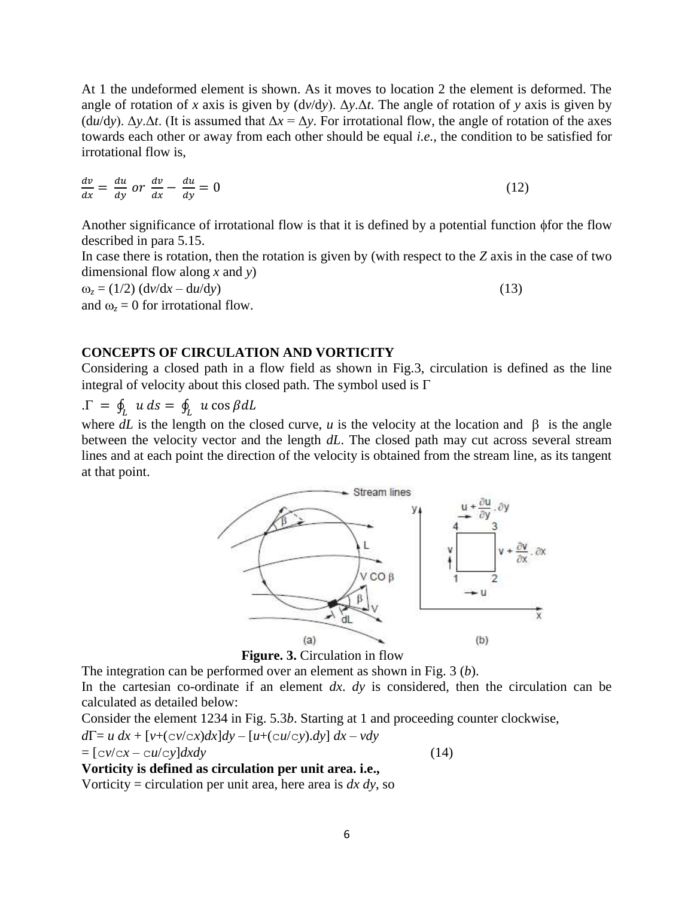At 1 the undeformed element is shown. As it moves to location 2 the element is deformed. The angle of rotation of $x$ axis is given by $(dv/dy)$. $\Delta y.\Delta t$. The angle of rotation of $y$ axis is given by $(du/dy)$. $\Delta y.\Delta t$. (It is assumed that $\Delta x = \Delta y$. For irrotational flow, the angle of rotation of the axes towards each other or away from each other should be equal *i.e.*, the condition to be satisfied for irrotational flow is,

$$\frac{dv}{dx} = \frac{du}{dy} \; or \; \frac{dv}{dx} - \frac{du}{dy} = 0 \qquad (12)$$

Another significance of irrotational flow is that it is defined by a potential function $\phi$for the flow described in para 5.15.

In case there is rotation, then the rotation is given by (with respect to the $Z$ axis in the case of two dimensional flow along $x$ and $y$)

$\omega_z = (1/2)\,(dv/dx - du/dy)$ (13)

and $\omega_z = 0$ for irrotational flow.

## CONCEPTS OF CIRCULATION AND VORTICITY

Considering a closed path in a flow field as shown in Fig.3, circulation is defined as the line integral of velocity about this closed path. The symbol used is $\Gamma$

$$.\Gamma = \oint_L u\, ds = \oint_L u \cos\beta dL$$

where $dL$ is the length on the closed curve, $u$ is the velocity at the location and $\beta$ is the angle between the velocity vector and the length $dL$. The closed path may cut across several stream lines and at each point the direction of the velocity is obtained from the stream line, as its tangent at that point.

**Figure. 3.** Circulation in flow

The integration can be performed over an element as shown in Fig. 3 (*b*).

In the cartesian co-ordinate if an element $dx.\,dy$ is considered, then the circulation can be calculated as detailed below:

Consider the element 1234 in Fig. 5.3*b*. Starting at 1 and proceeding counter clockwise,

$d\Gamma = u\,dx + [v + (\partial v/\partial x)dx]dy - [u + (\partial u/\partial y).dy]\,dx - vdy$

$= [\partial v/\partial x - \partial u/\partial y]dxdy$ (14)

**Vorticity is defined as circulation per unit area. i.e.,**

Vorticity = circulation per unit area, here area is $dx\,dy$, so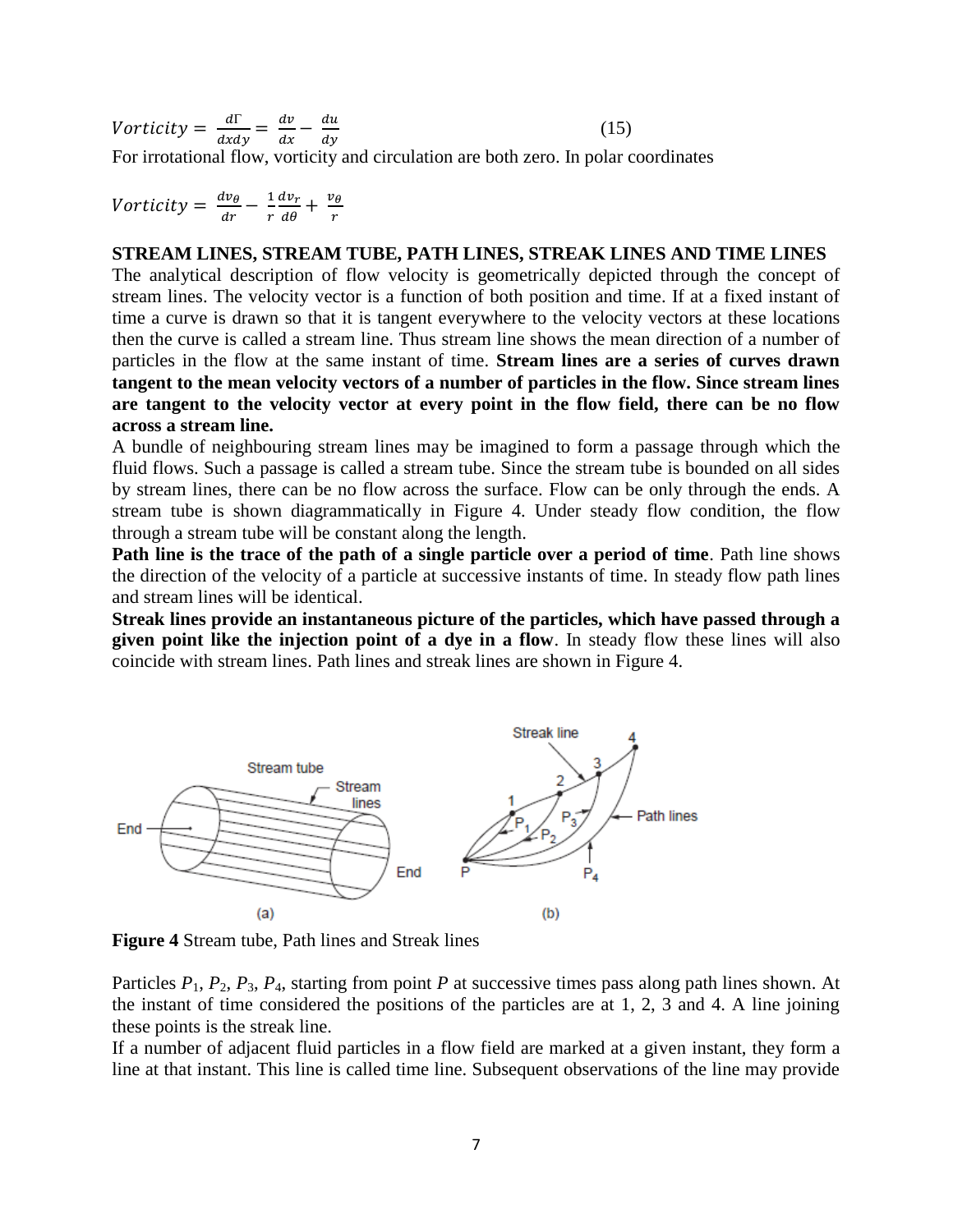$$Vorticity = \frac{d\Gamma}{dxdy} = \frac{dv}{dx} - \frac{du}{dy} \tag{15}$$

For irrotational flow, vorticity and circulation are both zero. In polar coordinates

$$Vorticity = \frac{dv_\theta}{dr} - \frac{1}{r}\frac{dv_r}{d\theta} + \frac{v_\theta}{r}$$

**STREAM LINES, STREAM TUBE, PATH LINES, STREAK LINES AND TIME LINES**

The analytical description of flow velocity is geometrically depicted through the concept of stream lines. The velocity vector is a function of both position and time. If at a fixed instant of time a curve is drawn so that it is tangent everywhere to the velocity vectors at these locations then the curve is called a stream line. Thus stream line shows the mean direction of a number of particles in the flow at the same instant of time. **Stream lines are a series of curves drawn tangent to the mean velocity vectors of a number of particles in the flow. Since stream lines are tangent to the velocity vector at every point in the flow field, there can be no flow across a stream line.**

A bundle of neighbouring stream lines may be imagined to form a passage through which the fluid flows. Such a passage is called a stream tube. Since the stream tube is bounded on all sides by stream lines, there can be no flow across the surface. Flow can be only through the ends. A stream tube is shown diagrammatically in Figure 4. Under steady flow condition, the flow through a stream tube will be constant along the length.

**Path line is the trace of the path of a single particle over a period of time**. Path line shows the direction of the velocity of a particle at successive instants of time. In steady flow path lines and stream lines will be identical.

**Streak lines provide an instantaneous picture of the particles, which have passed through a given point like the injection point of a dye in a flow**. In steady flow these lines will also coincide with stream lines. Path lines and streak lines are shown in Figure 4.

Stream tube
Stream lines
End
End
(a)

Streak line
1
2
3
4
$P_1$
$P_2$
$P_3$
$P_4$
Path lines
P
(b)

**Figure 4** Stream tube, Path lines and Streak lines

Particles $P_1$, $P_2$, $P_3$, $P_4$, starting from point $P$ at successive times pass along path lines shown. At the instant of time considered the positions of the particles are at 1, 2, 3 and 4. A line joining these points is the streak line.

If a number of adjacent fluid particles in a flow field are marked at a given instant, they form a line at that instant. This line is called time line. Subsequent observations of the line may provide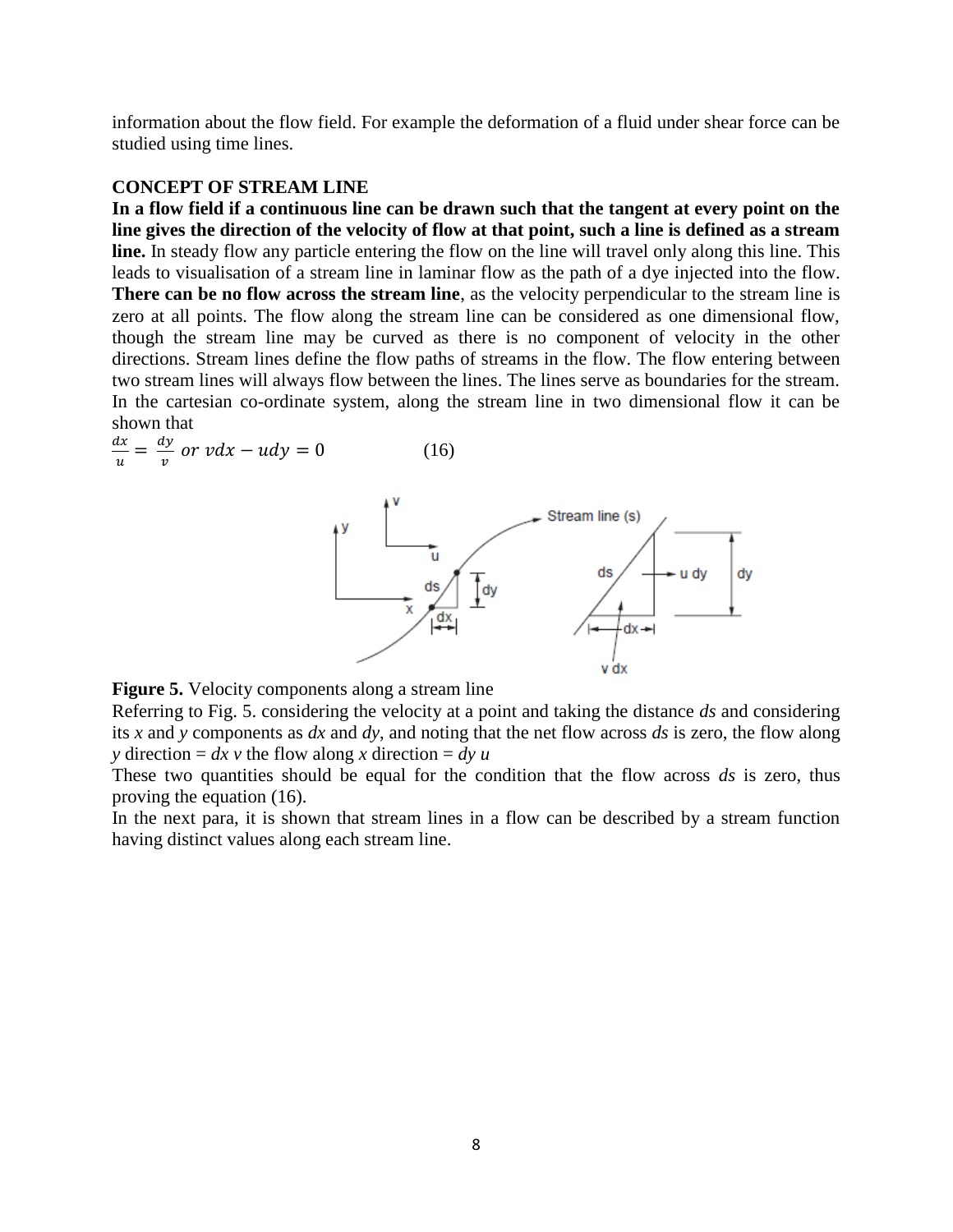information about the flow field. For example the deformation of a fluid under shear force can be studied using time lines.

## CONCEPT OF STREAM LINE

**In a flow field if a continuous line can be drawn such that the tangent at every point on the line gives the direction of the velocity of flow at that point, such a line is defined as a stream line.** In steady flow any particle entering the flow on the line will travel only along this line. This leads to visualisation of a stream line in laminar flow as the path of a dye injected into the flow. **There can be no flow across the stream line**, as the velocity perpendicular to the stream line is zero at all points. The flow along the stream line can be considered as one dimensional flow, though the stream line may be curved as there is no component of velocity in the other directions. Stream lines define the flow paths of streams in the flow. The flow entering between two stream lines will always flow between the lines. The lines serve as boundaries for the stream. In the cartesian co-ordinate system, along the stream line in two dimensional flow it can be shown that

$$\frac{dx}{u} = \frac{dy}{v} \text{ or } v dx - u dy = 0 \qquad (16)$$

Stream line (s)

ds

dx

dy

u dy

v dx

**Figure 5.** Velocity components along a stream line

Referring to Fig. 5. considering the velocity at a point and taking the distance *ds* and considering its *x* and *y* components as *dx* and *dy*, and noting that the net flow across *ds* is zero, the flow along *y* direction = *dx v* the flow along *x* direction = *dy u*

These two quantities should be equal for the condition that the flow across *ds* is zero, thus proving the equation (16).

In the next para, it is shown that stream lines in a flow can be described by a stream function having distinct values along each stream line.